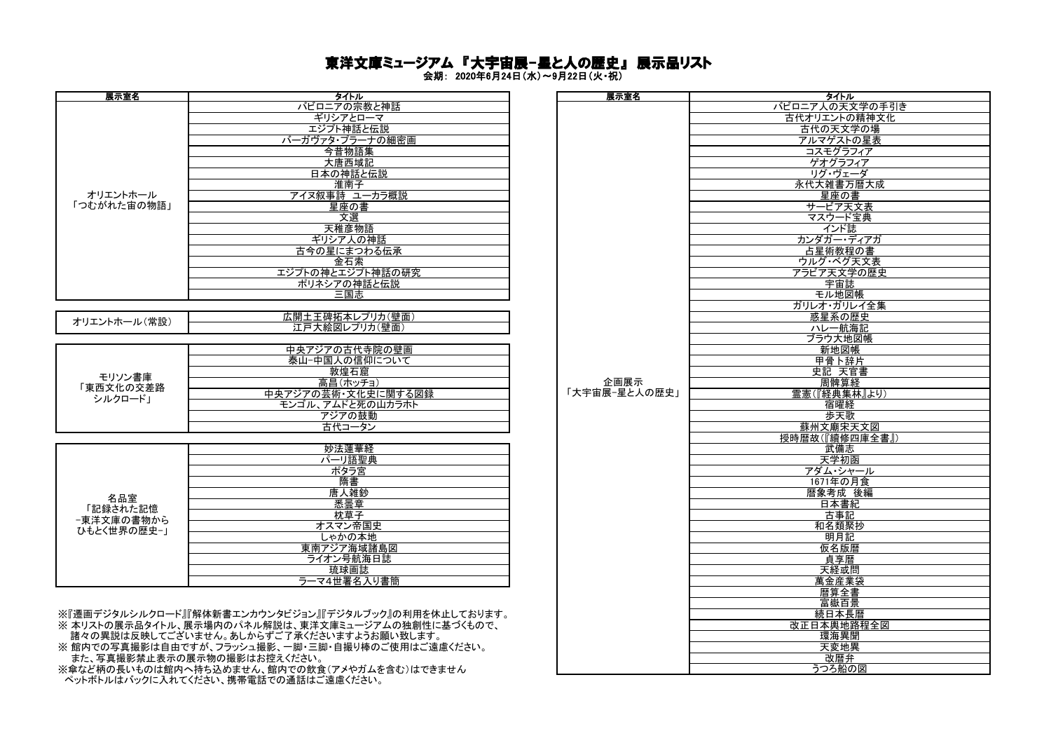# 東洋文庫ミュージアム『大宇宙展−星と人の歴史』展示品リスト

会期：2020年6月24日(水)～9月22日(火・祝)

| 展示室名 | タイトル |
| --- | --- |
| オリエントホール「つむがれた宙の物語」 | バビロニアの宗教と神話 |
| | ギリシアとローマ |
| | エジプト神話と伝説 |
| | バーガヴァタ・プラーナの細密画 |
| | 今昔物語集 |
| | 大唐西域記 |
| | 日本の神話と伝説 |
| | 淮南子 |
| | アイヌ叙事詩 ユーカラ概説 |
| | 星座の書 |
| | 文選 |
| | 天稚彦物語 |
| | ギリシア人の神話 |
| | 古今の星にまつわる伝承 |
| | 金石索 |
| | エジプトの神とエジプト神話の研究 |
| | ポリネシアの神話と伝説 |
| | 三国志 |

| 展示室名 | タイトル |
| --- | --- |
| オリエントホール(常設) | 広開土王碑拓本レプリカ(壁面) |
| | 江戸大絵図レプリカ(壁面) |

| 展示室名 | タイトル |
| --- | --- |
| モリソン書庫「東西文化の交差路 シルクロード」 | 中央アジアの古代寺院の壁画 |
| | 泰山−中国人の信仰について |
| | 敦煌石窟 |
| | 高昌(ホッチョ) |
| | 中央アジアの芸術・文化史に関する図録 |
| | モンゴル、アムドと死の山カラホト |
| | アジアの鼓動 |
| | 古代コータン |

| 展示室名 | タイトル |
| --- | --- |
| 名品室「記録された記憶 −東洋文庫の書物からひもとく世界の歴史−」 | 妙法蓮華経 |
| | パーリ語聖典 |
| | ポタラ宮 |
| | 隋書 |
| | 唐人雑鈔 |
| | 悉曇章 |
| | 枕草子 |
| | オスマン帝国史 |
| | しゃかの本地 |
| | 東南アジア海域諸島図 |
| | ライオン号航海日誌 |
| | 琉球画誌 |
| | ラーマ4世署名入り書簡 |

※『遷画デジタルシルクロード』『解体新書エンカウンタビジョン』『デジタルブック』の利用を休止しております。
※ 本リストの展示品タイトル、展示場内のパネル解説は、東洋文庫ミュージアムの独創性に基づくもので、諸々の異説は反映してございません。あしからずご了承くださいますようお願い致します。
※ 館内での写真撮影は自由ですが、フラッシュ撮影、一脚・三脚・自撮り棒のご使用はご遠慮ください。
また、写真撮影禁止表示の展示物の撮影はお控えください。
※傘など柄の長いものは館内へ持ち込めません、館内での飲食(アメやガムを含む)はできません
ペットボトルはバックに入れてください、携帯電話での通話はご遠慮ください。

| 展示室名 | タイトル |
| --- | --- |
| 企画展示「大宇宙展−星と人の歴史」 | バビロニア人の天文学の手引き |
| | 古代オリエントの精神文化 |
| | 古代の天文学の場 |
| | アルマゲストの星表 |
| | コスモグラフィア |
| | ゲオグラフィア |
| | リグ・ヴェーダ |
| | 永代大雑書万暦大成 |
| | 星座の書 |
| | サービア天文表 |
| | マスウード宝典 |
| | インド誌 |
| | カンダガー・ディアガ |
| | 占星術教程の書 |
| | ウルグ・ベグ天文表 |
| | アラビア天文学の歴史 |
| | 宇宙誌 |
| | モル地図帳 |
| | ガリレオ・ガリレイ全集 |
| | 惑星系の歴史 |
| | ハレー航海記 |
| | ブラウ大地図帳 |
| | 新地図帳 |
| | 甲骨卜辞片 |
| | 史記 天官書 |
| | 周髀算経 |
| | 霊憲(『経典集林』より) |
| | 宿曜経 |
| | 歩天歌 |
| | 蘇州文廟宋天文図 |
| | 授時暦故(『續修四庫全書』) |
| | 武備志 |
| | 天学初函 |
| | アダム・シャール |
| | 1671年の月食 |
| | 暦象考成 後編 |
| | 日本書紀 |
| | 古事記 |
| | 和名類聚抄 |
| | 明月記 |
| | 仮名版暦 |
| | 貞享暦 |
| | 天経或問 |
| | 萬金産業袋 |
| | 暦算全書 |
| | 富嶽百景 |
| | 続日本長暦 |
| | 改正日本輿地路程全図 |
| | 環海異聞 |
| | 天変地異 |
| | 改暦弁 |
| | うつろ船の図 |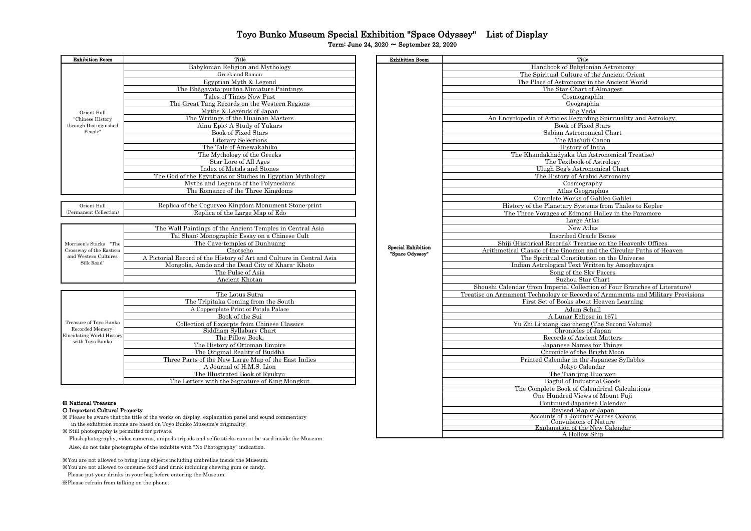# Toyo Bunko Museum Special Exhibition "Space Odyssey" List of Display

Term: June 24, 2020 ～ September 22, 2020

| Exhibition Room | Title |
|---|---|
| Orient Hall "Chinese History through Distinguished People" | Babylonian Religion and Mythology |
| | Greek and Roman |
| | Egyptian Myth & Legend |
| | The Bhāgavata-purāṇa Miniature Paintings |
| | Tales of Times Now Past |
| | The Great Tang Records on the Western Regions |
| | Myths & Legends of Japan |
| | The Writings of the Huainan Masters |
| | Ainu Epic: A Study of Yukars |
| | Book of Fixed Stars |
| | Literary Selections |
| | The Tale of Amewakahiko |
| | The Mythology of the Greeks |
| | Star Lore of All Ages |
| | Index of Metals and Stones |
| | The God of the Egyptians or Studies in Egyptian Mythology |
| | Myths and Legends of the Polynesians |
| | The Romance of the Three Kingdoms |

| Exhibition Room | Title |
|---|---|
| Orient Hall (Permanent Collection) | Replica of the Coguryeo Kingdom Monument Stone-print |
| | Replica of the Large Map of Edo |

| Exhibition Room | Title |
|---|---|
| Morrison's Stacks "The Crossway of the Eastern and Western Cultures Silk Road" | The Wall Paintings of the Ancient Temples in Central Asia |
| | Tai Shan: Monographic Essay on a Chinese Cult |
| | The Cave-temples of Dunhuang |
| | Chotscho |
| | A Pictorial Record of the History of Art and Culture in Central Asia |
| | Mongolia, Amdo and the Dead City of Khara- Khoto |
| | The Pulse of Asia |
| | Ancient Khotan |

| Exhibition Room | Title |
|---|---|
| Treasure of Toyo Bunko Recorded Memory: Elucidating World History with Toyo Bunko | The Lotus Sutra |
| | The Tripitaka Coming from the South |
| | A Copperplate Print of Potala Palace |
| | Book of the Sui |
| | Collection of Excerpts from Chinese Classics |
| | Siddhaṃ Syllabary Chart |
| | The Pillow Book, |
| | The History of Ottoman Empire |
| | The Original Reality of Buddha |
| | Three Parts of the New Large Map of the East Indies |
| | A Journal of H.M.S. Lion |
| | The Illustrated Book of Ryukyu |
| | The Letters with the Signature of King Mongkut |

| Exhibition Room | Title |
|---|---|
| Special Exhibition "Space Odyssey" | Handbook of Babylonian Astronomy |
| | The Spiritual Culture of the Ancient Orient |
| | The Place of Astronomy in the Ancient World |
| | The Star Chart of Almagest |
| | Cosmographia |
| | Geographia |
| | Rig Veda |
| | An Encyclopedia of Articles Regarding Spirituality and Astrology, |
| | Book of Fixed Stars |
| | Sabian Astronomical Chart |
| | The Mas'udi Canon |
| | History of India |
| | The Khandakhadyaka (An Astronomical Treatise) |
| | The Textbook of Astrology |
| | Ulugh Beg's Astronomical Chart |
| | The History of Arabic Astronomy |
| | Cosmography |
| | Atlas Geographus |
| | Complete Works of Galileo Galilei |
| | History of the Planetary Systems from Thales to Kepler |
| | The Three Voyages of Edmond Halley in the Paramore |
| | Large Atlas |
| | New Atlas |
| | Inscribed Oracle Bones |
| | Shiji (Historical Records): Treatise on the Heavenly Offices |
| | Arithmetical Classic of the Gnomon and the Circular Paths of Heaven |
| | The Spiritual Constitution on the Universe |
| | Indian Astrological Text Written by Amoghavajra |
| | Song of the Sky Pacers |
| | Suzhou Star Chart |
| | Shoushi Calendar (from Imperial Collection of Four Branches of Literature) |
| | Treatise on Armament Technology or Records of Armaments and Military Provisions |
| | First Set of Books about Heaven Learning |
| | Adam Schall |
| | A Lunar Eclipse in 1671 |
| | Yu Zhi Li-xiang kao-cheng (The Second Volume) |
| | Chronicles of Japan |
| | Records of Ancient Matters |
| | Japanese Names for Things |
| | Chronicle of the Bright Moon |
| | Printed Calendar in the Japanese Syllables |
| | Jokyo Calendar |
| | The Tian-jing Huo-wen |
| | Bagful of Industrial Goods |
| | The Complete Book of Calendrical Calculations |
| | One Hundred Views of Mount Fuji |
| | Continued Japanese Calendar |
| | Revised Map of Japan |
| | Accounts of a Journey Across Oceans |
| | Convulsions of Nature |
| | Explanation of the New Calendar |
| | A Hollow Ship |

**◎ National Treasure**

**○ Important Cultural Property**

※ Please be aware that the title of the works on display, explanation panel and sound commentary in the exhibition rooms are based on Toyo Bunko Museum's originality.

※ Still photography is permitted for private.

Flash photography, video cameras, unipods tripods and selfie sticks cannot be used inside the Museum.

Also, do not take photographs of the exhibits with "No Photography" indication.

※You are not allowed to bring long objects including umbrellas inside the Museum.

※You are not allowed to consume food and drink including chewing gum or candy.

Please put your drinks in your bag before entering the Museum.

※Please refrain from talking on the phone.